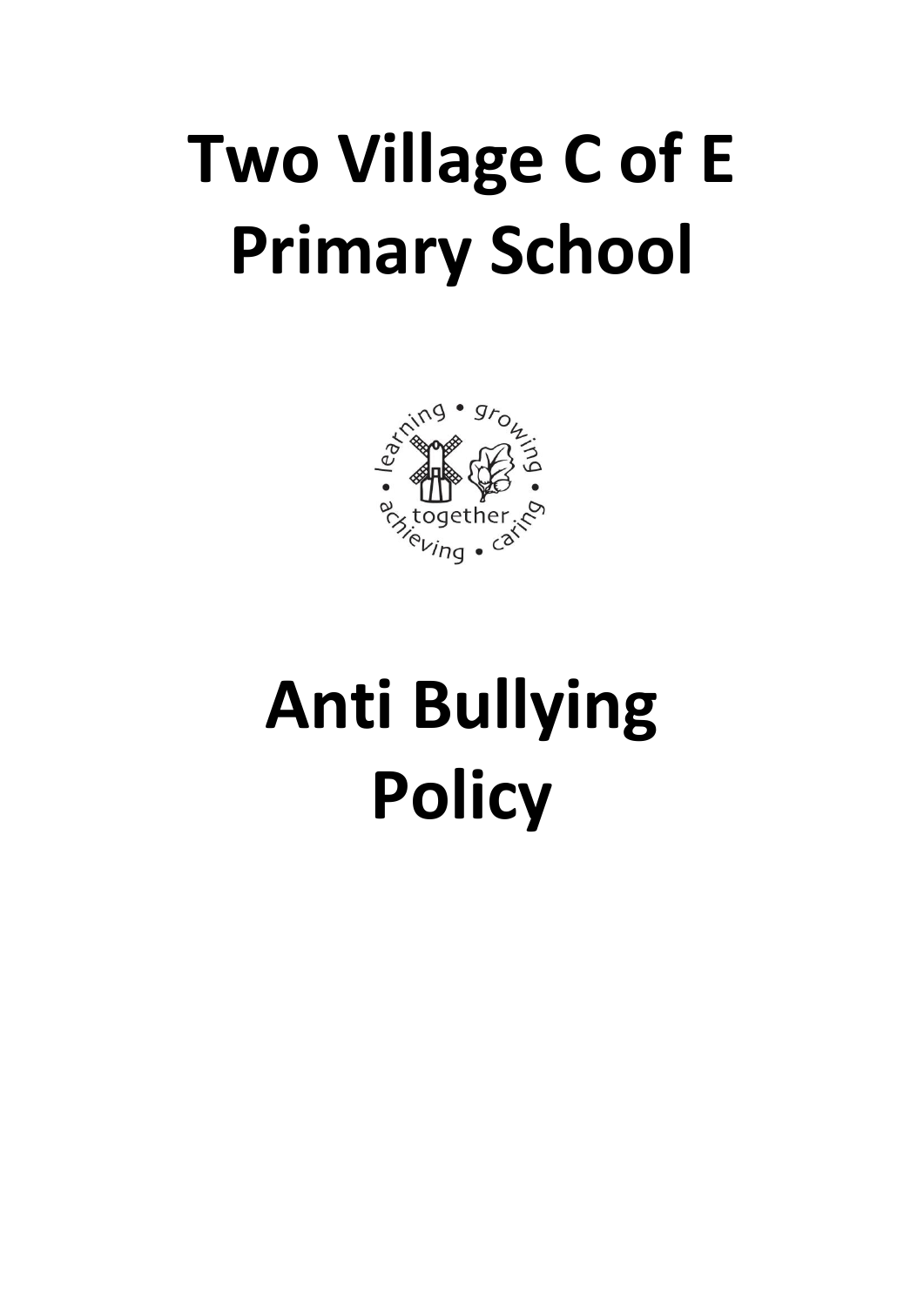# Two Village C of E Primary School

learning • growing • caring • achieving • together

# Anti Bullying Policy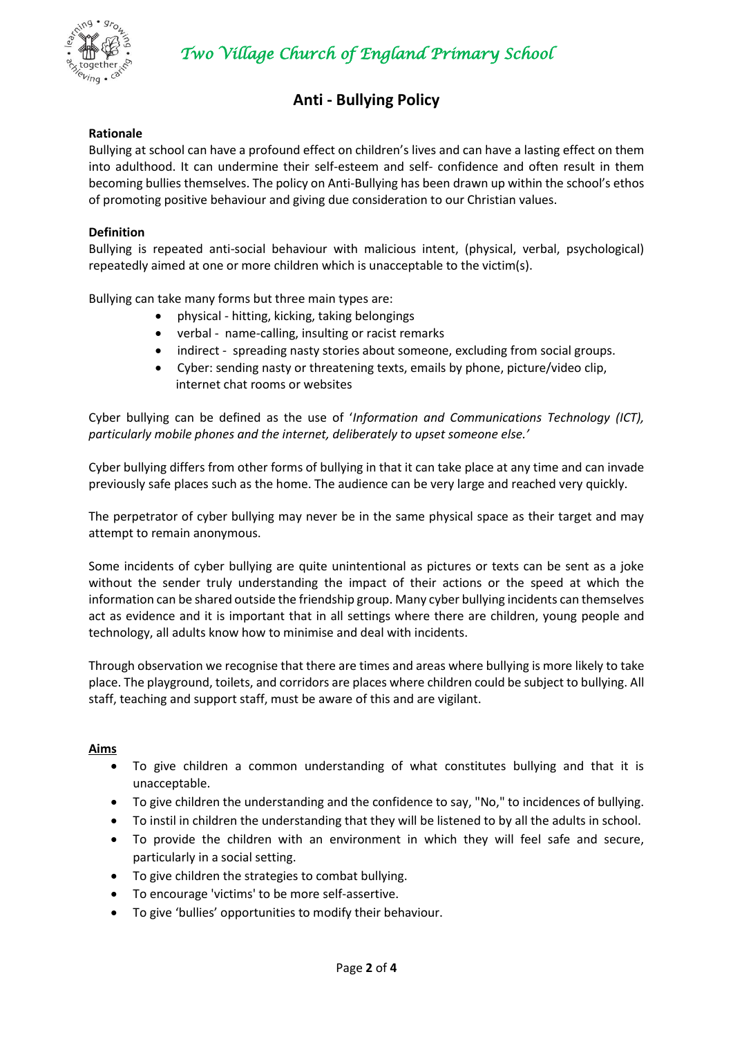# Two Village Church of England Primary School

## Anti - Bullying Policy

**Rationale**

Bullying at school can have a profound effect on children's lives and can have a lasting effect on them into adulthood. It can undermine their self-esteem and self- confidence and often result in them becoming bullies themselves. The policy on Anti-Bullying has been drawn up within the school's ethos of promoting positive behaviour and giving due consideration to our Christian values.

**Definition**

Bullying is repeated anti-social behaviour with malicious intent, (physical, verbal, psychological) repeatedly aimed at one or more children which is unacceptable to the victim(s).

Bullying can take many forms but three main types are:

- physical - hitting, kicking, taking belongings
- verbal - name-calling, insulting or racist remarks
- indirect - spreading nasty stories about someone, excluding from social groups.
- Cyber: sending nasty or threatening texts, emails by phone, picture/video clip, internet chat rooms or websites

Cyber bullying can be defined as the use of '*Information and Communications Technology (ICT), particularly mobile phones and the internet, deliberately to upset someone else.'*

Cyber bullying differs from other forms of bullying in that it can take place at any time and can invade previously safe places such as the home. The audience can be very large and reached very quickly.

The perpetrator of cyber bullying may never be in the same physical space as their target and may attempt to remain anonymous.

Some incidents of cyber bullying are quite unintentional as pictures or texts can be sent as a joke without the sender truly understanding the impact of their actions or the speed at which the information can be shared outside the friendship group. Many cyber bullying incidents can themselves act as evidence and it is important that in all settings where there are children, young people and technology, all adults know how to minimise and deal with incidents.

Through observation we recognise that there are times and areas where bullying is more likely to take place. The playground, toilets, and corridors are places where children could be subject to bullying. All staff, teaching and support staff, must be aware of this and are vigilant.

**Aims**

- To give children a common understanding of what constitutes bullying and that it is unacceptable.
- To give children the understanding and the confidence to say, "No," to incidences of bullying.
- To instil in children the understanding that they will be listened to by all the adults in school.
- To provide the children with an environment in which they will feel safe and secure, particularly in a social setting.
- To give children the strategies to combat bullying.
- To encourage 'victims' to be more self-assertive.
- To give 'bullies' opportunities to modify their behaviour.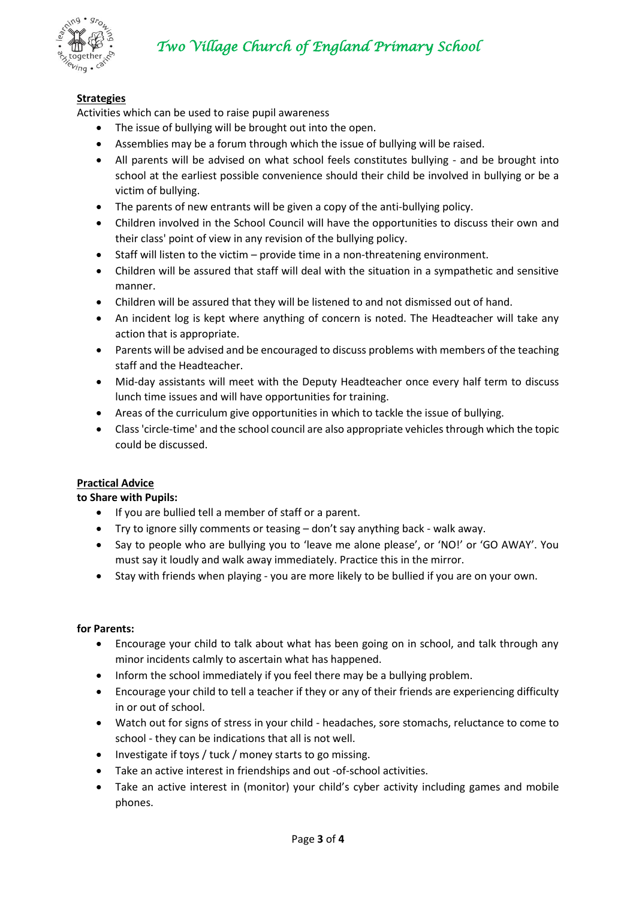**Strategies**

Activities which can be used to raise pupil awareness

- The issue of bullying will be brought out into the open.
- Assemblies may be a forum through which the issue of bullying will be raised.
- All parents will be advised on what school feels constitutes bullying - and be brought into school at the earliest possible convenience should their child be involved in bullying or be a victim of bullying.
- The parents of new entrants will be given a copy of the anti-bullying policy.
- Children involved in the School Council will have the opportunities to discuss their own and their class' point of view in any revision of the bullying policy.
- Staff will listen to the victim – provide time in a non-threatening environment.
- Children will be assured that staff will deal with the situation in a sympathetic and sensitive manner.
- Children will be assured that they will be listened to and not dismissed out of hand.
- An incident log is kept where anything of concern is noted. The Headteacher will take any action that is appropriate.
- Parents will be advised and be encouraged to discuss problems with members of the teaching staff and the Headteacher.
- Mid-day assistants will meet with the Deputy Headteacher once every half term to discuss lunch time issues and will have opportunities for training.
- Areas of the curriculum give opportunities in which to tackle the issue of bullying.
- Class 'circle-time' and the school council are also appropriate vehicles through which the topic could be discussed.

**Practical Advice**

**to Share with Pupils:**

- If you are bullied tell a member of staff or a parent.
- Try to ignore silly comments or teasing – don't say anything back - walk away.
- Say to people who are bullying you to 'leave me alone please', or 'NO!' or 'GO AWAY'. You must say it loudly and walk away immediately. Practice this in the mirror.
- Stay with friends when playing - you are more likely to be bullied if you are on your own.

**for Parents:**

- Encourage your child to talk about what has been going on in school, and talk through any minor incidents calmly to ascertain what has happened.
- Inform the school immediately if you feel there may be a bullying problem.
- Encourage your child to tell a teacher if they or any of their friends are experiencing difficulty in or out of school.
- Watch out for signs of stress in your child - headaches, sore stomachs, reluctance to come to school - they can be indications that all is not well.
- Investigate if toys / tuck / money starts to go missing.
- Take an active interest in friendships and out -of-school activities.
- Take an active interest in (monitor) your child's cyber activity including games and mobile phones.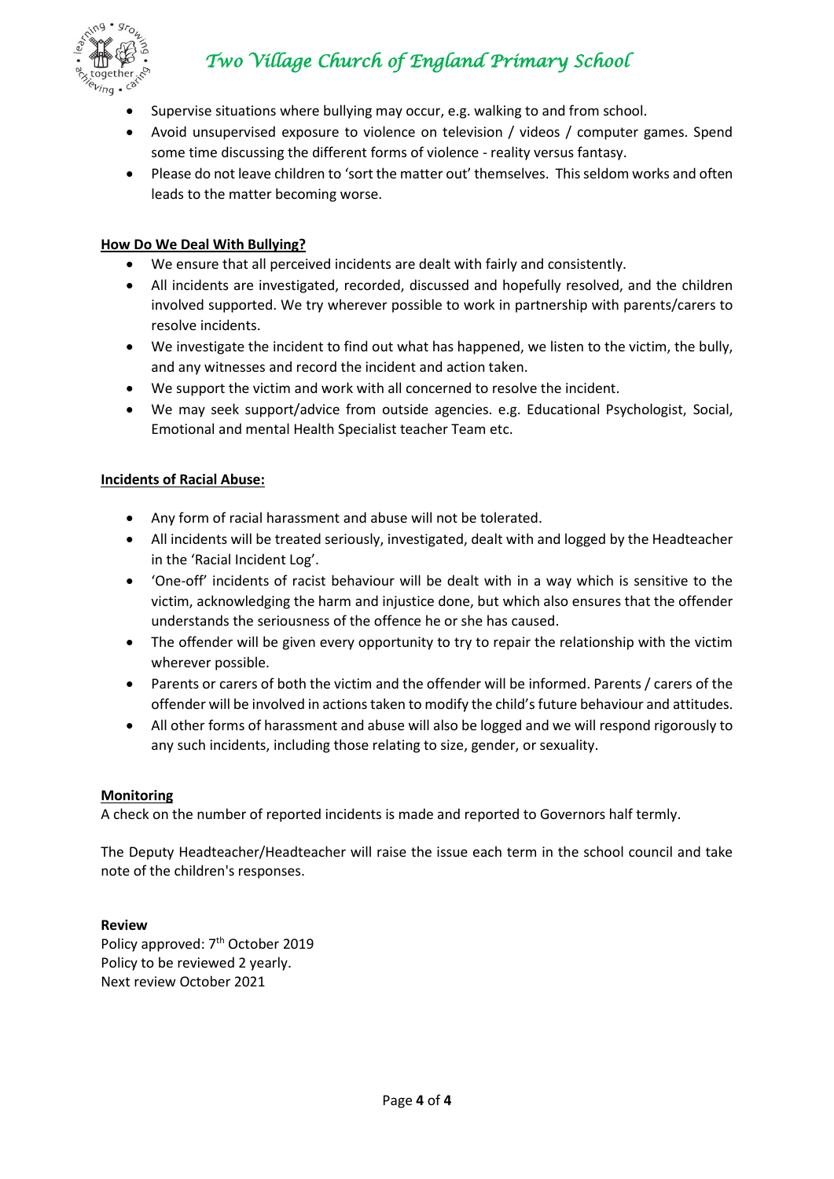- Supervise situations where bullying may occur, e.g. walking to and from school.
- Avoid unsupervised exposure to violence on television / videos / computer games. Spend some time discussing the different forms of violence - reality versus fantasy.
- Please do not leave children to 'sort the matter out' themselves. This seldom works and often leads to the matter becoming worse.

**How Do We Deal With Bullying?**

- We ensure that all perceived incidents are dealt with fairly and consistently.
- All incidents are investigated, recorded, discussed and hopefully resolved, and the children involved supported. We try wherever possible to work in partnership with parents/carers to resolve incidents.
- We investigate the incident to find out what has happened, we listen to the victim, the bully, and any witnesses and record the incident and action taken.
- We support the victim and work with all concerned to resolve the incident.
- We may seek support/advice from outside agencies. e.g. Educational Psychologist, Social, Emotional and mental Health Specialist teacher Team etc.

**Incidents of Racial Abuse:**

- Any form of racial harassment and abuse will not be tolerated.
- All incidents will be treated seriously, investigated, dealt with and logged by the Headteacher in the 'Racial Incident Log'.
- 'One-off' incidents of racist behaviour will be dealt with in a way which is sensitive to the victim, acknowledging the harm and injustice done, but which also ensures that the offender understands the seriousness of the offence he or she has caused.
- The offender will be given every opportunity to try to repair the relationship with the victim wherever possible.
- Parents or carers of both the victim and the offender will be informed. Parents / carers of the offender will be involved in actions taken to modify the child's future behaviour and attitudes.
- All other forms of harassment and abuse will also be logged and we will respond rigorously to any such incidents, including those relating to size, gender, or sexuality.

**Monitoring**

A check on the number of reported incidents is made and reported to Governors half termly.

The Deputy Headteacher/Headteacher will raise the issue each term in the school council and take note of the children's responses.

**Review**

Policy approved: 7th October 2019
Policy to be reviewed 2 yearly.
Next review October 2021